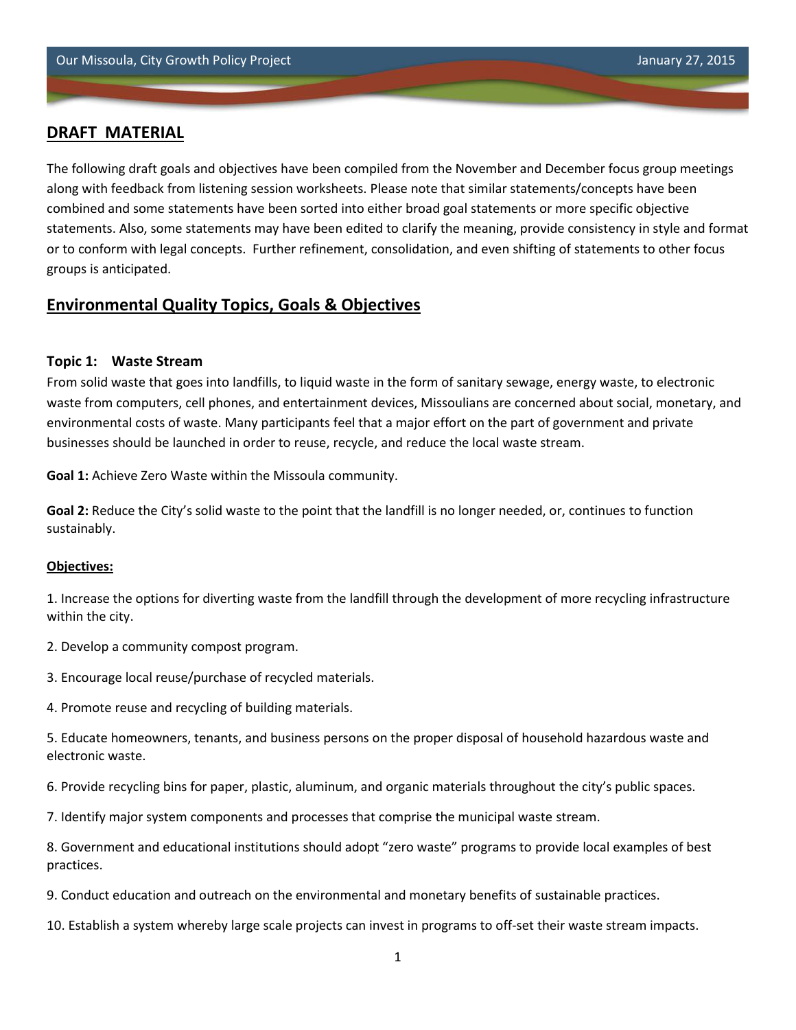## DRAFT MATERIAL

The following draft goals and objectives have been compiled from the November and December focus group meetings along with feedback from listening session worksheets. Please note that similar statements/concepts have been combined and some statements have been sorted into either broad goal statements or more specific objective statements. Also, some statements may have been edited to clarify the meaning, provide consistency in style and format or to conform with legal concepts. Further refinement, consolidation, and even shifting of statements to other focus groups is anticipated.

## Environmental Quality Topics, Goals & Objectives

### Topic 1: Waste Stream

From solid waste that goes into landfills, to liquid waste in the form of sanitary sewage, energy waste, to electronic waste from computers, cell phones, and entertainment devices, Missoulians are concerned about social, monetary, and environmental costs of waste. Many participants feel that a major effort on the part of government and private businesses should be launched in order to reuse, recycle, and reduce the local waste stream.

**Goal 1:** Achieve Zero Waste within the Missoula community.

**Goal 2:** Reduce the City's solid waste to the point that the landfill is no longer needed, or, continues to function sustainably.

**Objectives:**

1. Increase the options for diverting waste from the landfill through the development of more recycling infrastructure within the city.

2. Develop a community compost program.

3. Encourage local reuse/purchase of recycled materials.

4. Promote reuse and recycling of building materials.

5. Educate homeowners, tenants, and business persons on the proper disposal of household hazardous waste and electronic waste.

6. Provide recycling bins for paper, plastic, aluminum, and organic materials throughout the city's public spaces.

7. Identify major system components and processes that comprise the municipal waste stream.

8. Government and educational institutions should adopt "zero waste" programs to provide local examples of best practices.

9. Conduct education and outreach on the environmental and monetary benefits of sustainable practices.

10. Establish a system whereby large scale projects can invest in programs to off-set their waste stream impacts.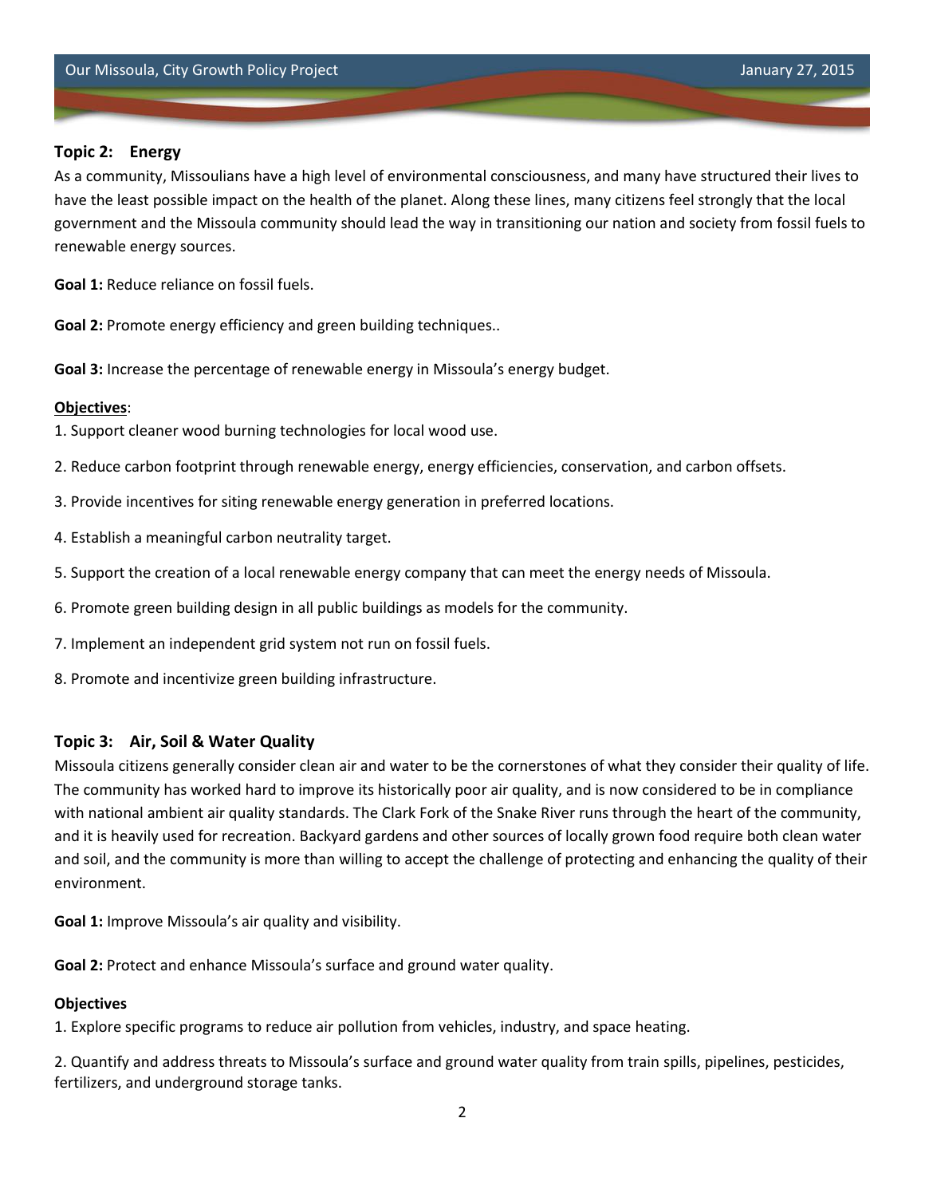### Topic 2: Energy

As a community, Missoulians have a high level of environmental consciousness, and many have structured their lives to have the least possible impact on the health of the planet. Along these lines, many citizens feel strongly that the local government and the Missoula community should lead the way in transitioning our nation and society from fossil fuels to renewable energy sources.

**Goal 1:** Reduce reliance on fossil fuels.

**Goal 2:** Promote energy efficiency and green building techniques..

**Goal 3:** Increase the percentage of renewable energy in Missoula's energy budget.

**Objectives**:

1. Support cleaner wood burning technologies for local wood use.
2. Reduce carbon footprint through renewable energy, energy efficiencies, conservation, and carbon offsets.
3. Provide incentives for siting renewable energy generation in preferred locations.
4. Establish a meaningful carbon neutrality target.
5. Support the creation of a local renewable energy company that can meet the energy needs of Missoula.
6. Promote green building design in all public buildings as models for the community.
7. Implement an independent grid system not run on fossil fuels.
8. Promote and incentivize green building infrastructure.

### Topic 3: Air, Soil & Water Quality

Missoula citizens generally consider clean air and water to be the cornerstones of what they consider their quality of life. The community has worked hard to improve its historically poor air quality, and is now considered to be in compliance with national ambient air quality standards. The Clark Fork of the Snake River runs through the heart of the community, and it is heavily used for recreation. Backyard gardens and other sources of locally grown food require both clean water and soil, and the community is more than willing to accept the challenge of protecting and enhancing the quality of their environment.

**Goal 1:** Improve Missoula's air quality and visibility.

**Goal 2:** Protect and enhance Missoula's surface and ground water quality.

**Objectives**

1. Explore specific programs to reduce air pollution from vehicles, industry, and space heating.
2. Quantify and address threats to Missoula's surface and ground water quality from train spills, pipelines, pesticides, fertilizers, and underground storage tanks.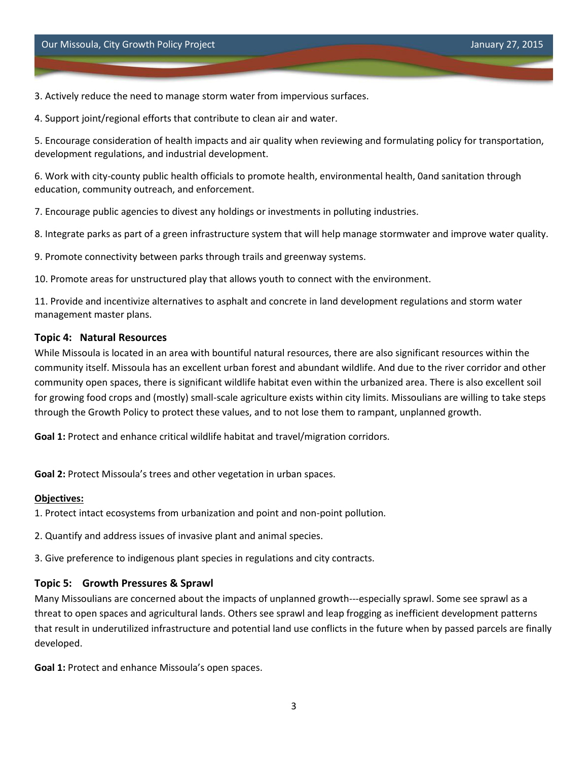3. Actively reduce the need to manage storm water from impervious surfaces.

4. Support joint/regional efforts that contribute to clean air and water.

5. Encourage consideration of health impacts and air quality when reviewing and formulating policy for transportation, development regulations, and industrial development.

6. Work with city-county public health officials to promote health, environmental health, 0and sanitation through education, community outreach, and enforcement.

7. Encourage public agencies to divest any holdings or investments in polluting industries.

8. Integrate parks as part of a green infrastructure system that will help manage stormwater and improve water quality.

9. Promote connectivity between parks through trails and greenway systems.

10. Promote areas for unstructured play that allows youth to connect with the environment.

11. Provide and incentivize alternatives to asphalt and concrete in land development regulations and storm water management master plans.

### Topic 4: Natural Resources

While Missoula is located in an area with bountiful natural resources, there are also significant resources within the community itself. Missoula has an excellent urban forest and abundant wildlife. And due to the river corridor and other community open spaces, there is significant wildlife habitat even within the urbanized area. There is also excellent soil for growing food crops and (mostly) small-scale agriculture exists within city limits. Missoulians are willing to take steps through the Growth Policy to protect these values, and to not lose them to rampant, unplanned growth.

**Goal 1:** Protect and enhance critical wildlife habitat and travel/migration corridors.

**Goal 2:** Protect Missoula's trees and other vegetation in urban spaces.

**Objectives:**

1. Protect intact ecosystems from urbanization and point and non-point pollution.

2. Quantify and address issues of invasive plant and animal species.

3. Give preference to indigenous plant species in regulations and city contracts.

### Topic 5: Growth Pressures & Sprawl

Many Missoulians are concerned about the impacts of unplanned growth---especially sprawl. Some see sprawl as a threat to open spaces and agricultural lands. Others see sprawl and leap frogging as inefficient development patterns that result in underutilized infrastructure and potential land use conflicts in the future when by passed parcels are finally developed.

**Goal 1:** Protect and enhance Missoula's open spaces.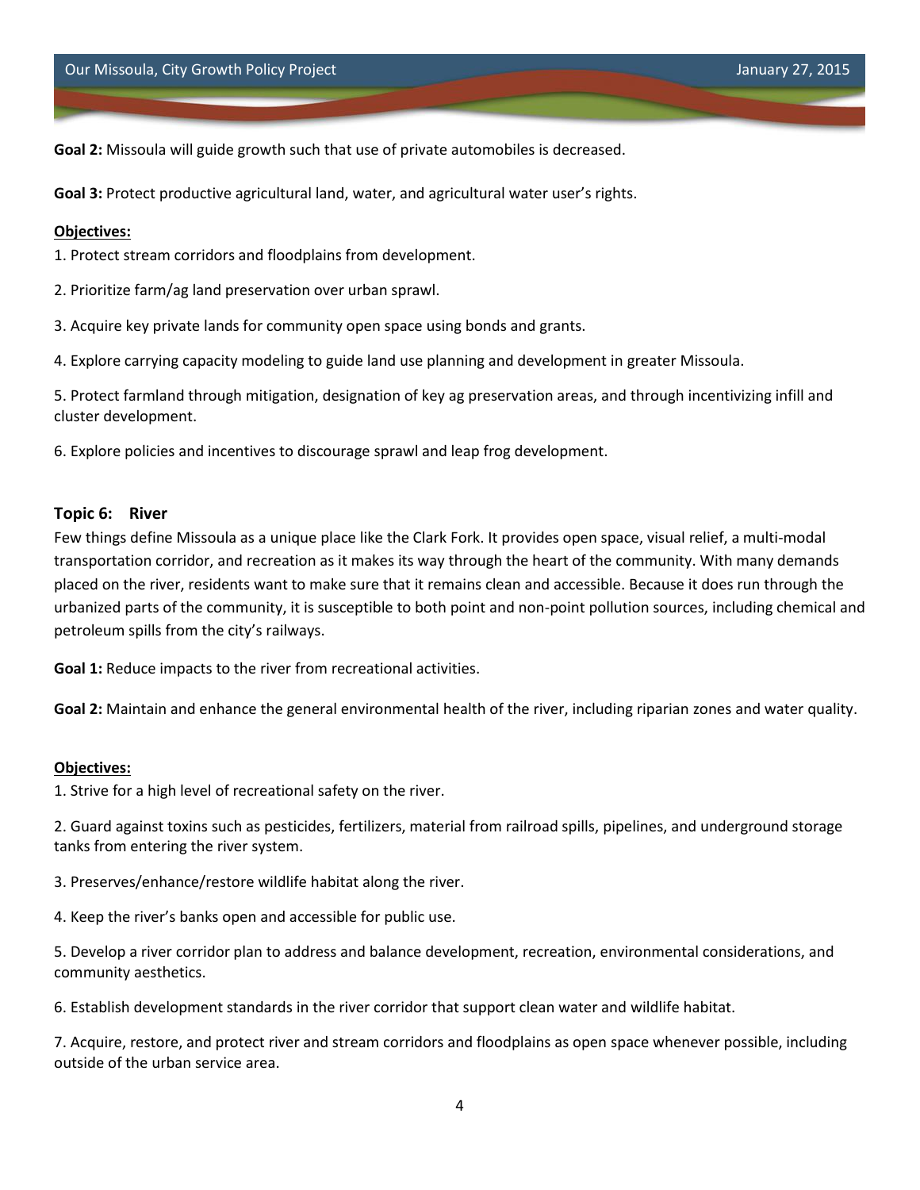**Goal 2:** Missoula will guide growth such that use of private automobiles is decreased.

**Goal 3:** Protect productive agricultural land, water, and agricultural water user's rights.

**Objectives:**

1. Protect stream corridors and floodplains from development.
2. Prioritize farm/ag land preservation over urban sprawl.
3. Acquire key private lands for community open space using bonds and grants.
4. Explore carrying capacity modeling to guide land use planning and development in greater Missoula.
5. Protect farmland through mitigation, designation of key ag preservation areas, and through incentivizing infill and cluster development.
6. Explore policies and incentives to discourage sprawl and leap frog development.

### Topic 6: River

Few things define Missoula as a unique place like the Clark Fork. It provides open space, visual relief, a multi-modal transportation corridor, and recreation as it makes its way through the heart of the community. With many demands placed on the river, residents want to make sure that it remains clean and accessible. Because it does run through the urbanized parts of the community, it is susceptible to both point and non-point pollution sources, including chemical and petroleum spills from the city's railways.

**Goal 1:** Reduce impacts to the river from recreational activities.

**Goal 2:** Maintain and enhance the general environmental health of the river, including riparian zones and water quality.

**Objectives:**

1. Strive for a high level of recreational safety on the river.
2. Guard against toxins such as pesticides, fertilizers, material from railroad spills, pipelines, and underground storage tanks from entering the river system.
3. Preserves/enhance/restore wildlife habitat along the river.
4. Keep the river's banks open and accessible for public use.
5. Develop a river corridor plan to address and balance development, recreation, environmental considerations, and community aesthetics.
6. Establish development standards in the river corridor that support clean water and wildlife habitat.
7. Acquire, restore, and protect river and stream corridors and floodplains as open space whenever possible, including outside of the urban service area.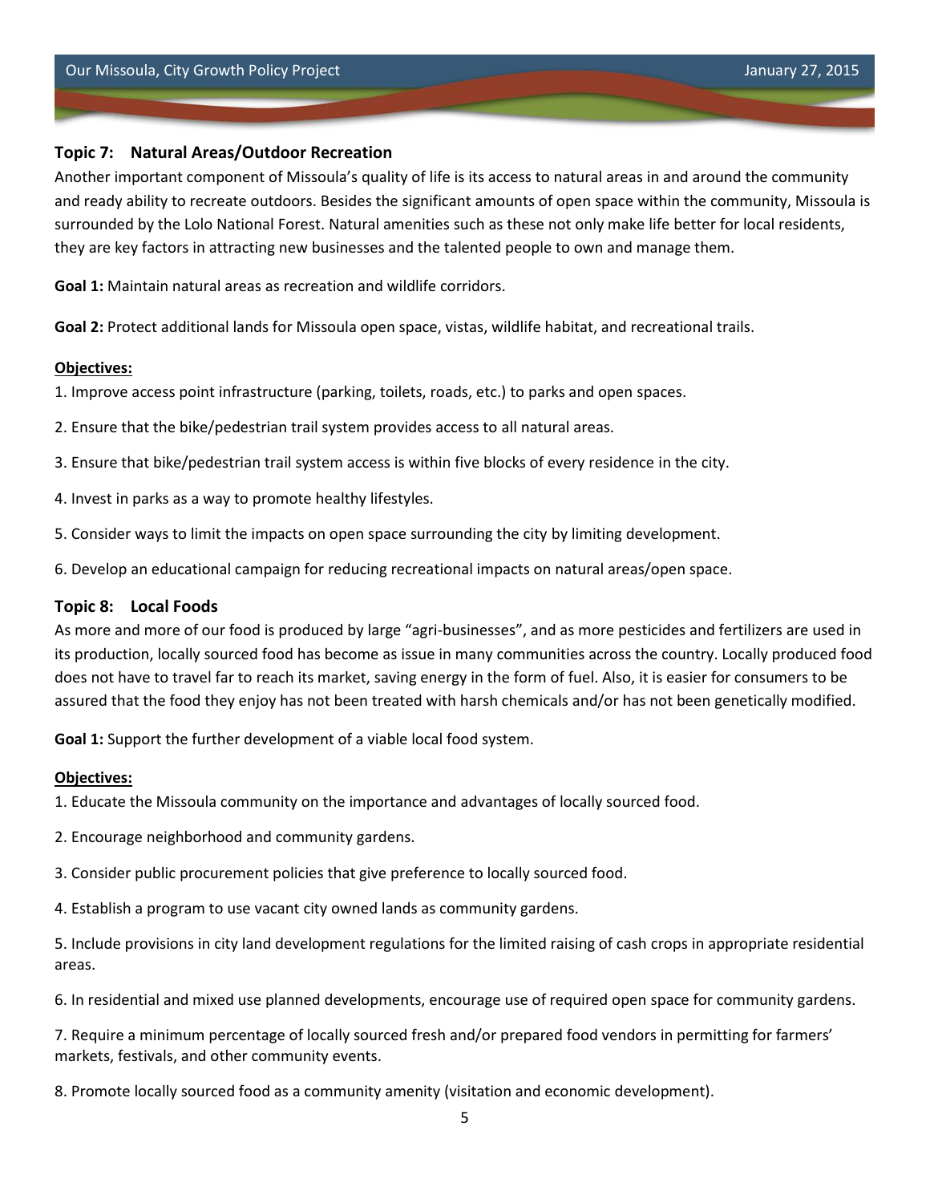### Topic 7: Natural Areas/Outdoor Recreation

Another important component of Missoula's quality of life is its access to natural areas in and around the community and ready ability to recreate outdoors. Besides the significant amounts of open space within the community, Missoula is surrounded by the Lolo National Forest. Natural amenities such as these not only make life better for local residents, they are key factors in attracting new businesses and the talented people to own and manage them.

**Goal 1:** Maintain natural areas as recreation and wildlife corridors.

**Goal 2:** Protect additional lands for Missoula open space, vistas, wildlife habitat, and recreational trails.

**Objectives:**

1. Improve access point infrastructure (parking, toilets, roads, etc.) to parks and open spaces.
2. Ensure that the bike/pedestrian trail system provides access to all natural areas.
3. Ensure that bike/pedestrian trail system access is within five blocks of every residence in the city.
4. Invest in parks as a way to promote healthy lifestyles.
5. Consider ways to limit the impacts on open space surrounding the city by limiting development.
6. Develop an educational campaign for reducing recreational impacts on natural areas/open space.

### Topic 8: Local Foods

As more and more of our food is produced by large "agri-businesses", and as more pesticides and fertilizers are used in its production, locally sourced food has become as issue in many communities across the country. Locally produced food does not have to travel far to reach its market, saving energy in the form of fuel. Also, it is easier for consumers to be assured that the food they enjoy has not been treated with harsh chemicals and/or has not been genetically modified.

**Goal 1:** Support the further development of a viable local food system.

**Objectives:**

1. Educate the Missoula community on the importance and advantages of locally sourced food.
2. Encourage neighborhood and community gardens.
3. Consider public procurement policies that give preference to locally sourced food.
4. Establish a program to use vacant city owned lands as community gardens.
5. Include provisions in city land development regulations for the limited raising of cash crops in appropriate residential areas.
6. In residential and mixed use planned developments, encourage use of required open space for community gardens.
7. Require a minimum percentage of locally sourced fresh and/or prepared food vendors in permitting for farmers' markets, festivals, and other community events.
8. Promote locally sourced food as a community amenity (visitation and economic development).